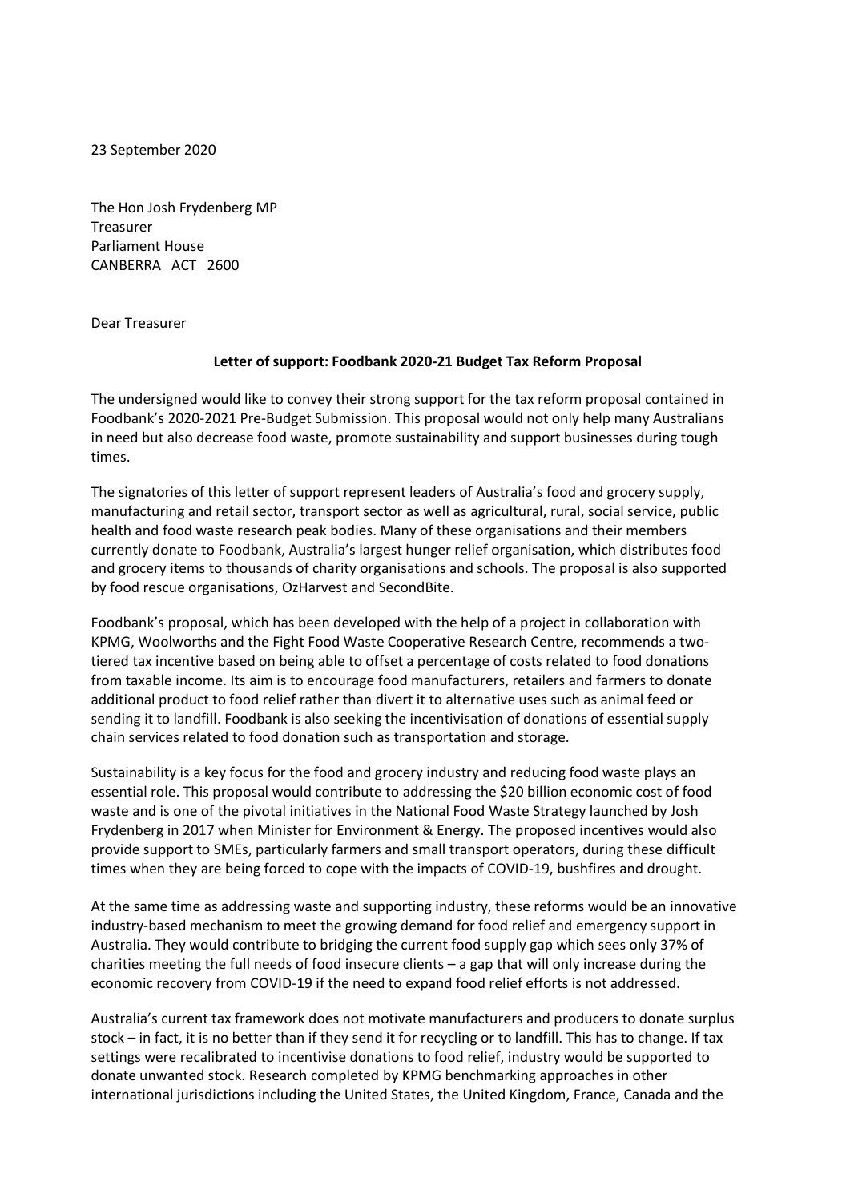23 September 2020

The Hon Josh Frydenberg MP  
Treasurer  
Parliament House  
CANBERRA ACT 2600

Dear Treasurer

**Letter of support: Foodbank 2020-21 Budget Tax Reform Proposal**

The undersigned would like to convey their strong support for the tax reform proposal contained in Foodbank's 2020-2021 Pre-Budget Submission. This proposal would not only help many Australians in need but also decrease food waste, promote sustainability and support businesses during tough times.

The signatories of this letter of support represent leaders of Australia's food and grocery supply, manufacturing and retail sector, transport sector as well as agricultural, rural, social service, public health and food waste research peak bodies. Many of these organisations and their members currently donate to Foodbank, Australia's largest hunger relief organisation, which distributes food and grocery items to thousands of charity organisations and schools. The proposal is also supported by food rescue organisations, OzHarvest and SecondBite.

Foodbank's proposal, which has been developed with the help of a project in collaboration with KPMG, Woolworths and the Fight Food Waste Cooperative Research Centre, recommends a two-tiered tax incentive based on being able to offset a percentage of costs related to food donations from taxable income. Its aim is to encourage food manufacturers, retailers and farmers to donate additional product to food relief rather than divert it to alternative uses such as animal feed or sending it to landfill. Foodbank is also seeking the incentivisation of donations of essential supply chain services related to food donation such as transportation and storage.

Sustainability is a key focus for the food and grocery industry and reducing food waste plays an essential role. This proposal would contribute to addressing the $20 billion economic cost of food waste and is one of the pivotal initiatives in the National Food Waste Strategy launched by Josh Frydenberg in 2017 when Minister for Environment & Energy. The proposed incentives would also provide support to SMEs, particularly farmers and small transport operators, during these difficult times when they are being forced to cope with the impacts of COVID-19, bushfires and drought.

At the same time as addressing waste and supporting industry, these reforms would be an innovative industry-based mechanism to meet the growing demand for food relief and emergency support in Australia. They would contribute to bridging the current food supply gap which sees only 37% of charities meeting the full needs of food insecure clients – a gap that will only increase during the economic recovery from COVID-19 if the need to expand food relief efforts is not addressed.

Australia's current tax framework does not motivate manufacturers and producers to donate surplus stock – in fact, it is no better than if they send it for recycling or to landfill. This has to change. If tax settings were recalibrated to incentivise donations to food relief, industry would be supported to donate unwanted stock. Research completed by KPMG benchmarking approaches in other international jurisdictions including the United States, the United Kingdom, France, Canada and the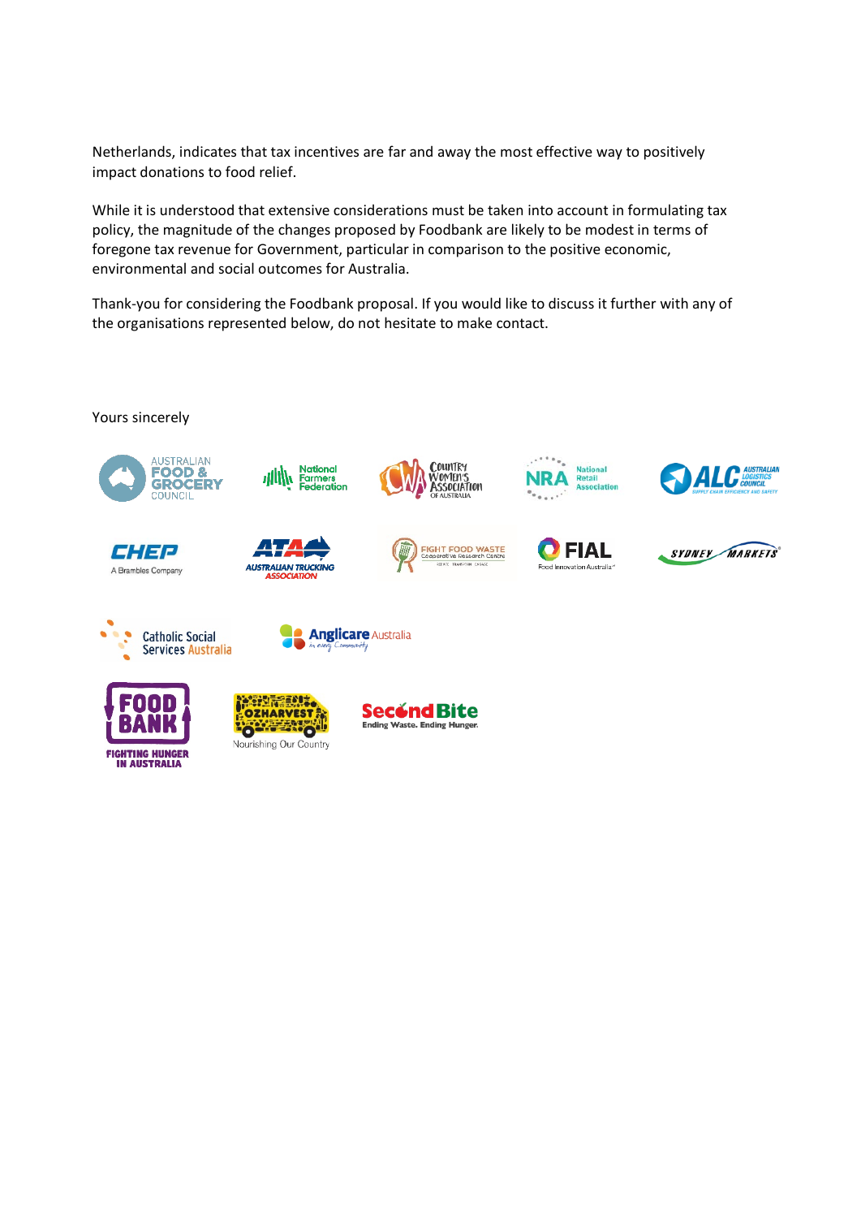Netherlands, indicates that tax incentives are far and away the most effective way to positively impact donations to food relief.

While it is understood that extensive considerations must be taken into account in formulating tax policy, the magnitude of the changes proposed by Foodbank are likely to be modest in terms of foregone tax revenue for Government, particular in comparison to the positive economic, environmental and social outcomes for Australia.

Thank-you for considering the Foodbank proposal. If you would like to discuss it further with any of the organisations represented below, do not hesitate to make contact.

Yours sincerely

Australian Food & Grocery Council
National Farmers Federation
Country Women's Association of Australia
NRA National Retail Association
ALC Australian Logistics Council — Supply Chain Efficiency and Safety
CHEP A Brambles Company
ATA Australian Trucking Association
Fight Food Waste Cooperative Research Centre
FIAL Food Innovation Australia
Sydney Markets
Catholic Social Services Australia
Anglicare Australia — In every Community
Foodbank — Fighting Hunger in Australia
OzHarvest — Nourishing Our Country
SecondBite — Ending Waste. Ending Hunger.